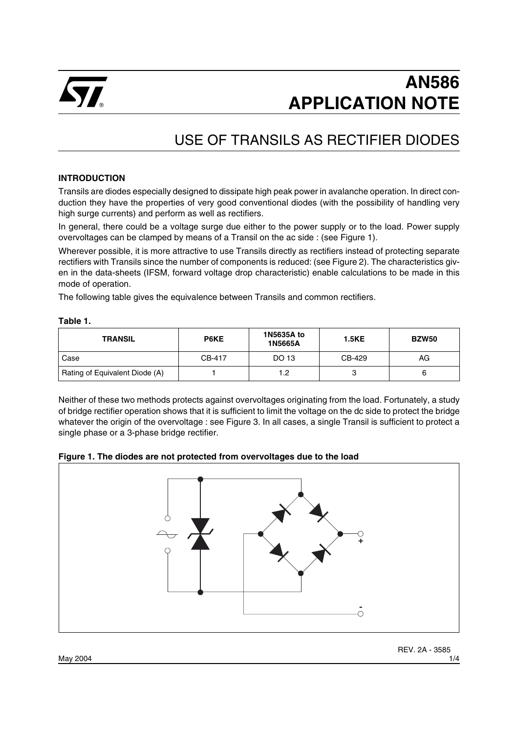# AN586 APPLICATION NOTE

## USE OF TRANSILS AS RECTIFIER DIODES

### INTRODUCTION

Transils are diodes especially designed to dissipate high peak power in avalanche operation. In direct conduction they have the properties of very good conventional diodes (with the possibility of handling very high surge currents) and perform as well as rectifiers.

In general, there could be a voltage surge due either to the power supply or to the load. Power supply overvoltages can be clamped by means of a Transil on the ac side : (see Figure 1).

Wherever possible, it is more attractive to use Transils directly as rectifiers instead of protecting separate rectifiers with Transils since the number of components is reduced: (see Figure 2). The characteristics given in the data-sheets (IFSM, forward voltage drop characteristic) enable calculations to be made in this mode of operation.

The following table gives the equivalence between Transils and common rectifiers.

**Table 1.**

| TRANSIL | P6KE | 1N5635A to 1N5665A | 1.5KE | BZW50 |
|---|---|---|---|---|
| Case | CB-417 | DO 13 | CB-429 | AG |
| Rating of Equivalent Diode (A) | 1 | 1.2 | 3 | 6 |

Neither of these two methods protects against overvoltages originating from the load. Fortunately, a study of bridge rectifier operation shows that it is sufficient to limit the voltage on the dc side to protect the bridge whatever the origin of the overvoltage : see Figure 3. In all cases, a single Transil is sufficient to protect a single phase or a 3-phase bridge rectifier.

**Figure 1. The diodes are not protected from overvoltages due to the load**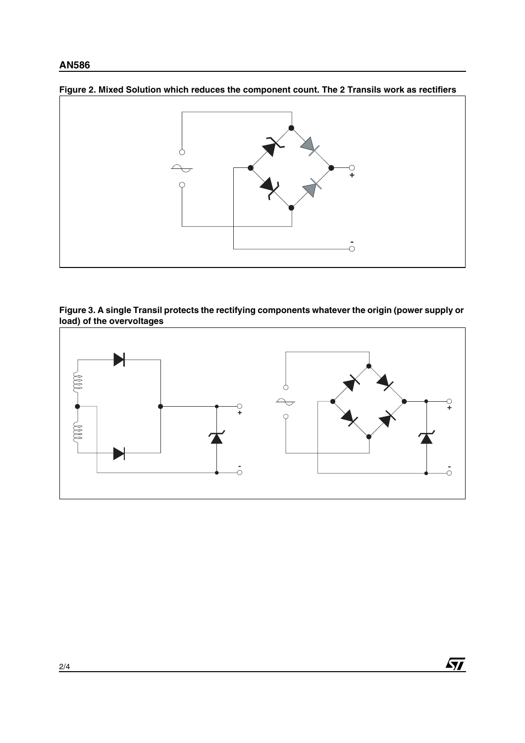**Figure 2. Mixed Solution which reduces the component count. The 2 Transils work as rectifiers**

**Figure 3. A single Transil protects the rectifying components whatever the origin (power supply or load) of the overvoltages**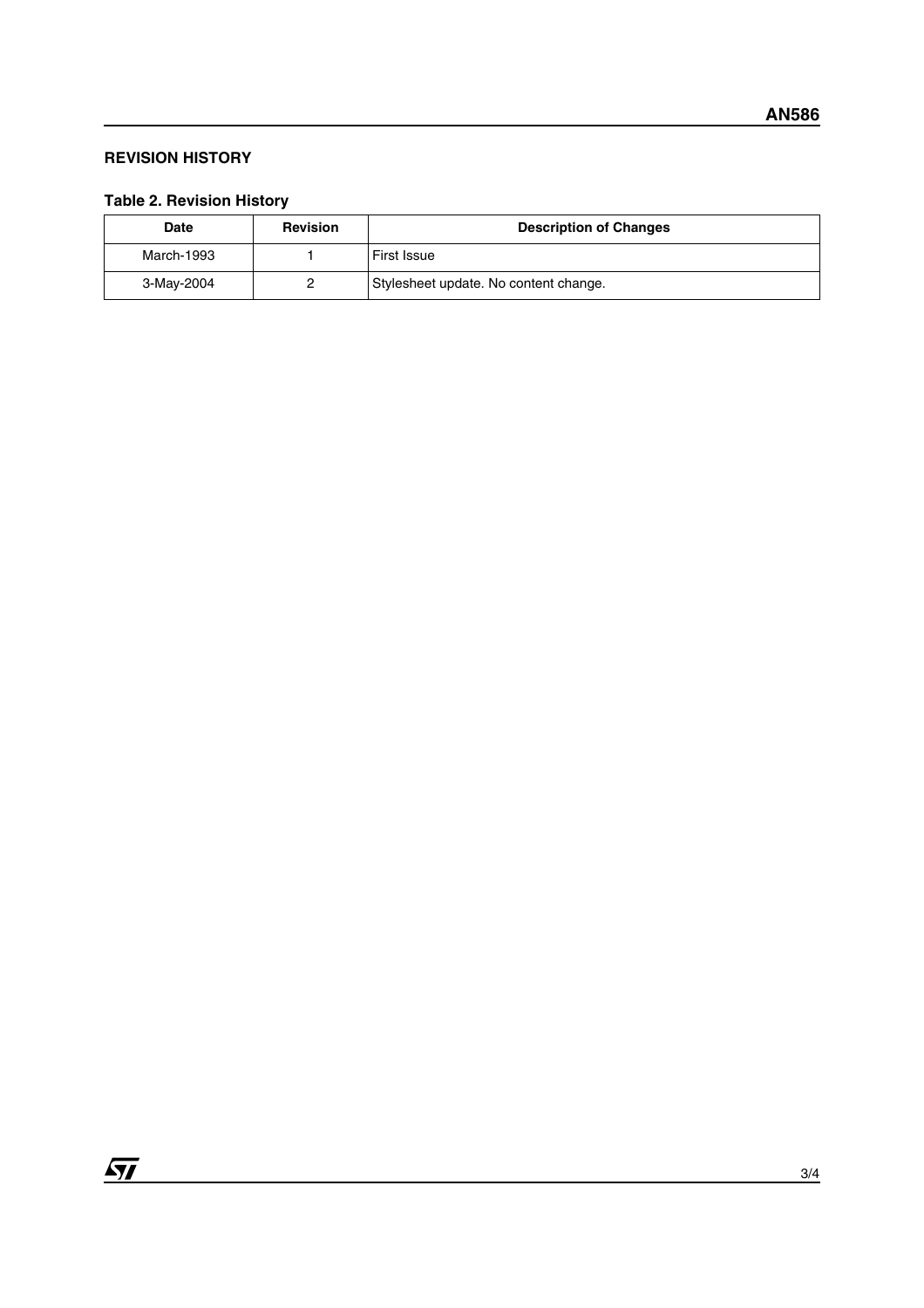## REVISION HISTORY

### Table 2. Revision History

| Date | Revision | Description of Changes |
|---|---|---|
| March-1993 | 1 | First Issue |
| 3-May-2004 | 2 | Stylesheet update. No content change. |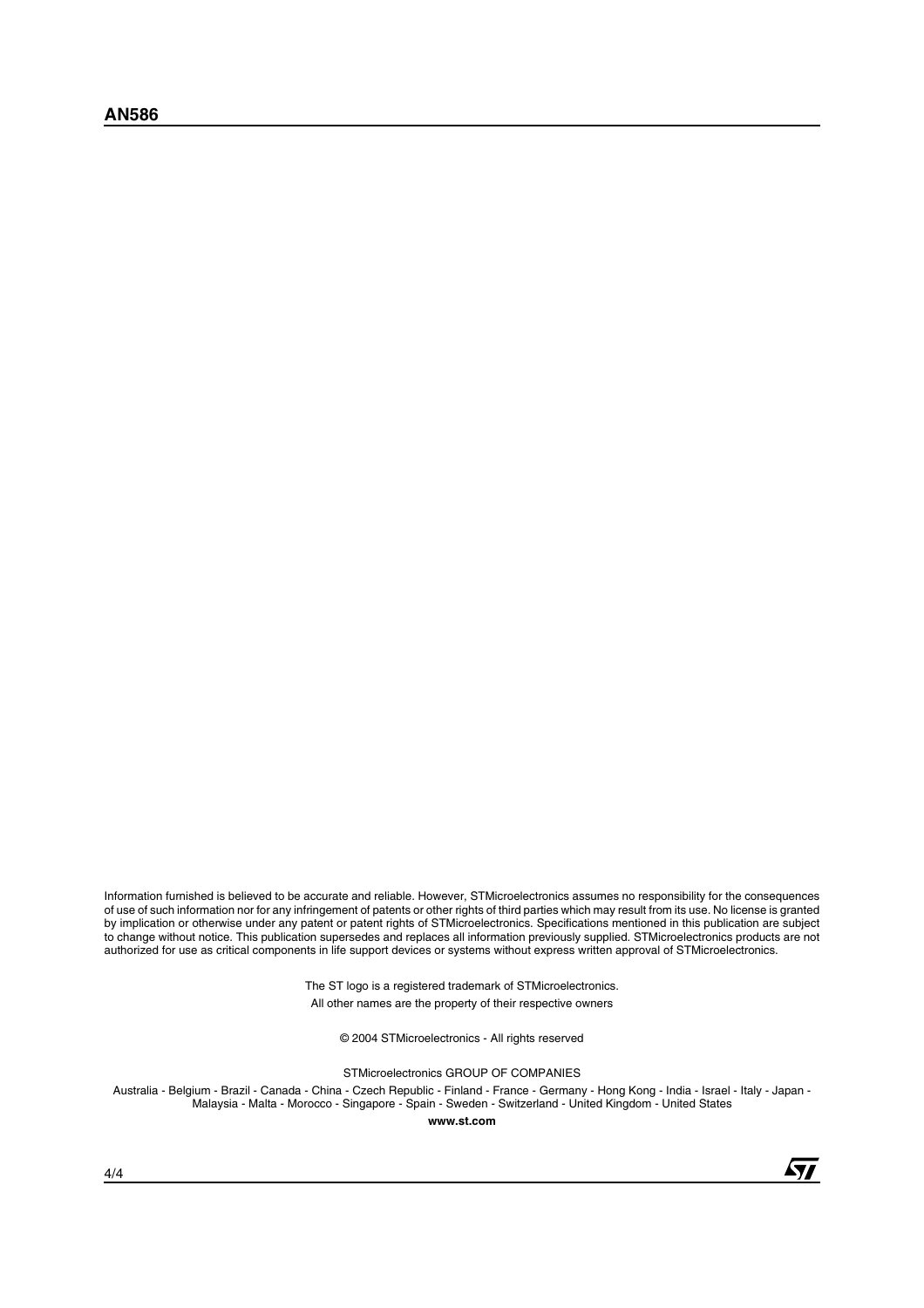Information furnished is believed to be accurate and reliable. However, STMicroelectronics assumes no responsibility for the consequences of use of such information nor for any infringement of patents or other rights of third parties which may result from its use. No license is granted by implication or otherwise under any patent or patent rights of STMicroelectronics. Specifications mentioned in this publication are subject to change without notice. This publication supersedes and replaces all information previously supplied. STMicroelectronics products are not authorized for use as critical components in life support devices or systems without express written approval of STMicroelectronics.

The ST logo is a registered trademark of STMicroelectronics.

All other names are the property of their respective owners

© 2004 STMicroelectronics - All rights reserved

STMicroelectronics GROUP OF COMPANIES

Australia - Belgium - Brazil - Canada - China - Czech Republic - Finland - France - Germany - Hong Kong - India - Israel - Italy - Japan - Malaysia - Malta - Morocco - Singapore - Spain - Sweden - Switzerland - United Kingdom - United States

**www.st.com**